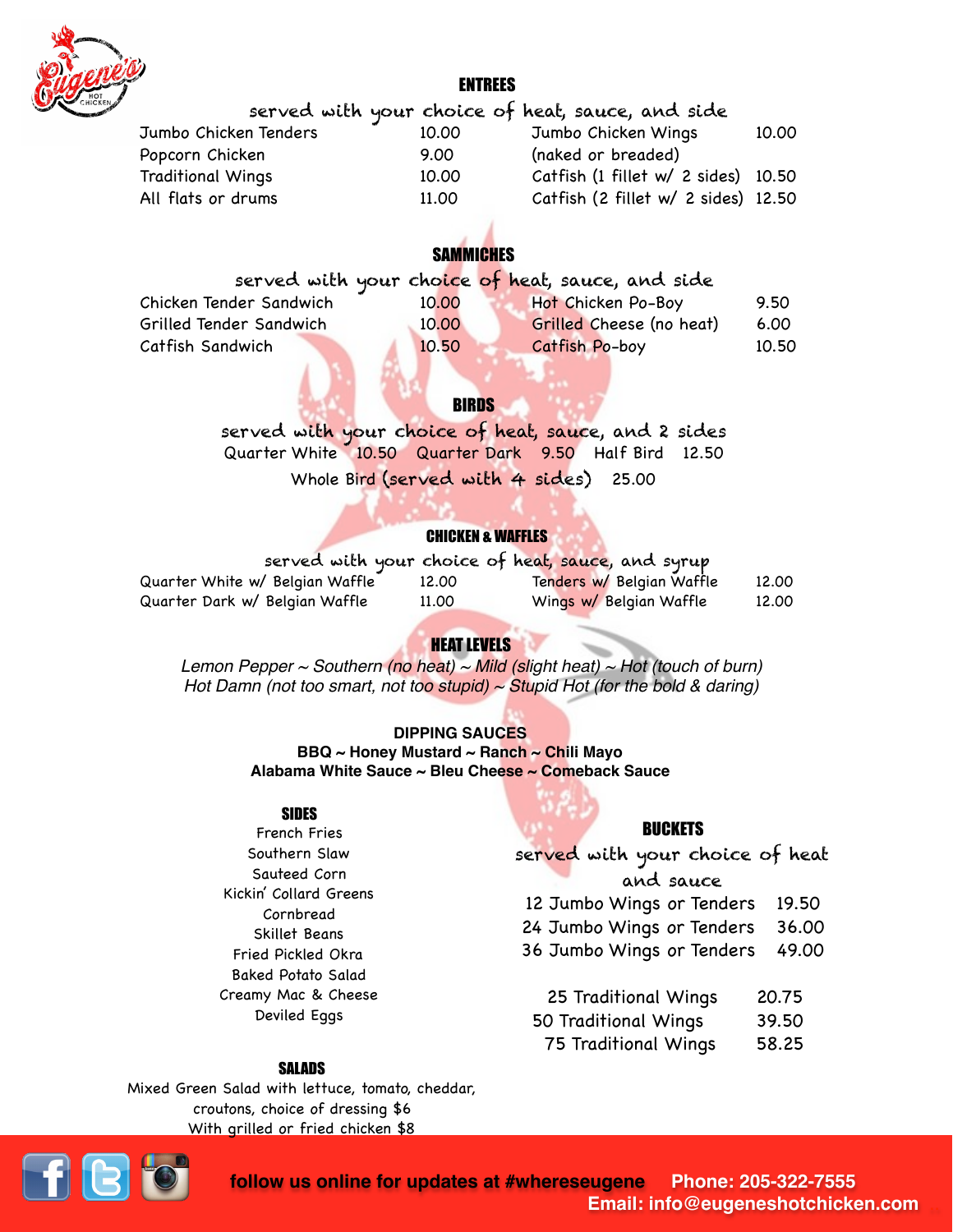## ENTREES

served with your choice of heat, sauce, and side

| | | | |
|---|---|---|---|
| Jumbo Chicken Tenders | 10.00 | Jumbo Chicken Wings | 10.00 |
| Popcorn Chicken | 9.00 | (naked or breaded) | |
| Traditional Wings | 10.00 | Catfish (1 fillet w/ 2 sides) | 10.50 |
| All flats or drums | 11.00 | Catfish (2 fillet w/ 2 sides) | 12.50 |

## SAMMICHES

served with your choice of heat, sauce, and side

| | | | |
|---|---|---|---|
| Chicken Tender Sandwich | 10.00 | Hot Chicken Po-Boy | 9.50 |
| Grilled Tender Sandwich | 10.00 | Grilled Cheese (no heat) | 6.00 |
| Catfish Sandwich | 10.50 | Catfish Po-boy | 10.50 |

## BIRDS

served with your choice of heat, sauce, and 2 sides

Quarter White 10.50 Quarter Dark 9.50 Half Bird 12.50

Whole Bird (served with 4 sides) 25.00

## CHICKEN & WAFFLES

served with your choice of heat, sauce, and syrup

| | | | |
|---|---|---|---|
| Quarter White w/ Belgian Waffle | 12.00 | Tenders w/ Belgian Waffle | 12.00 |
| Quarter Dark w/ Belgian Waffle | 11.00 | Wings w/ Belgian Waffle | 12.00 |

## HEAT LEVELS

*Lemon Pepper ~ Southern (no heat) ~ Mild (slight heat) ~ Hot (touch of burn)*
*Hot Damn (not too smart, not too stupid) ~ Stupid Hot (for the bold & daring)*

## DIPPING SAUCES

**BBQ ~ Honey Mustard ~ Ranch ~ Chili Mayo**
**Alabama White Sauce ~ Bleu Cheese ~ Comeback Sauce**

## SIDES

French Fries
Southern Slaw
Sauteed Corn
Kickin' Collard Greens
Cornbread
Skillet Beans
Fried Pickled Okra
Baked Potato Salad
Creamy Mac & Cheese
Deviled Eggs

## BUCKETS

served with your choice of heat and sauce

| | |
|---|---|
| 12 Jumbo Wings or Tenders | 19.50 |
| 24 Jumbo Wings or Tenders | 36.00 |
| 36 Jumbo Wings or Tenders | 49.00 |
| 25 Traditional Wings | 20.75 |
| 50 Traditional Wings | 39.50 |
| 75 Traditional Wings | 58.25 |

## SALADS

Mixed Green Salad with lettuce, tomato, cheddar, croutons, choice of dressing $6
With grilled or fried chicken $8

**follow us online for updates at #whereseugene** **Phone: 205-322-7555**
**Email: info@eugeneshotchicken.com**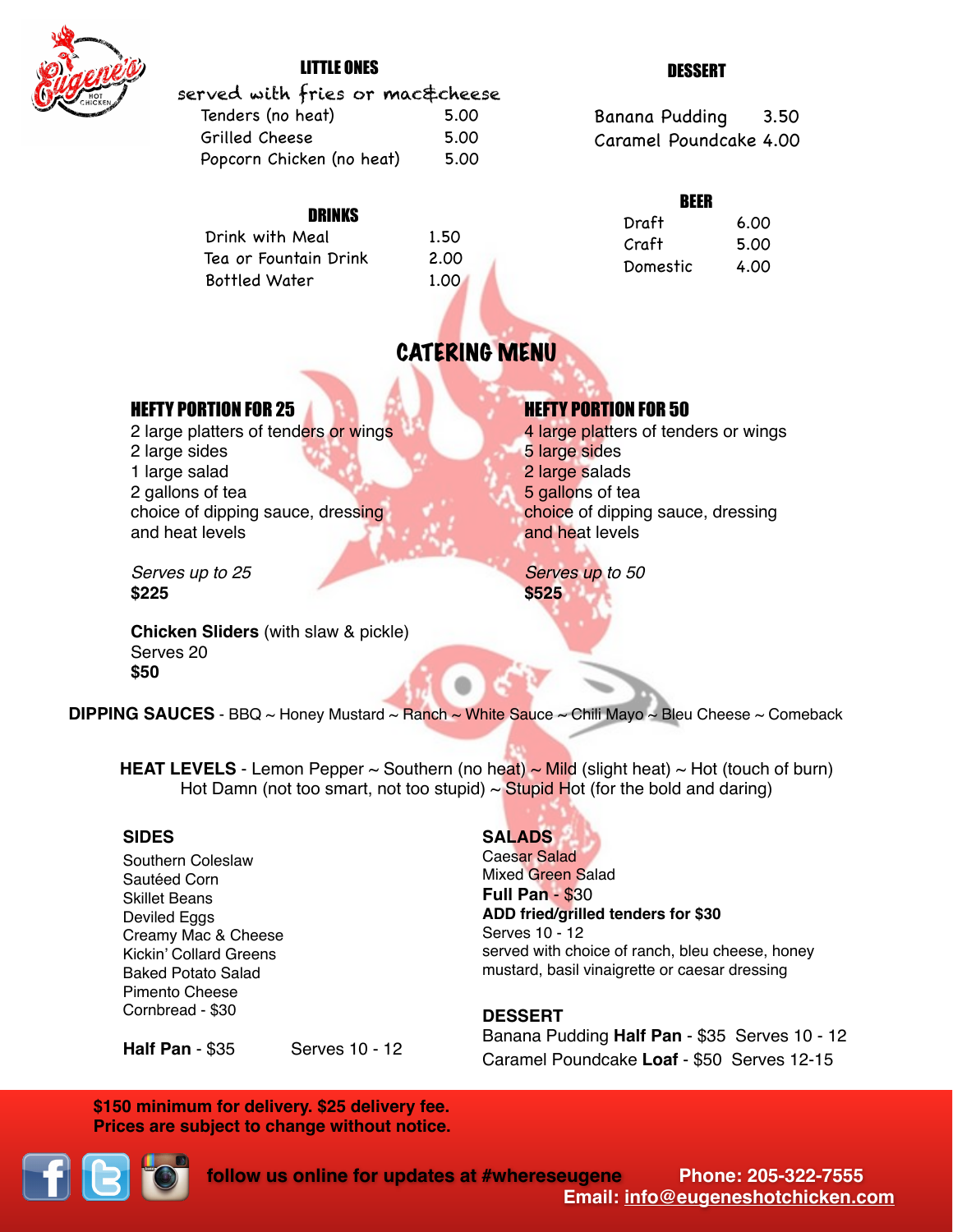## LITTLE ONES

served with fries or mac&cheese

| | |
|---|---|
| Tenders (no heat) | 5.00 |
| Grilled Cheese | 5.00 |
| Popcorn Chicken (no heat) | 5.00 |

## DESSERT

| | |
|---|---|
| Banana Pudding | 3.50 |
| Caramel Poundcake | 4.00 |

## DRINKS

| | |
|---|---|
| Drink with Meal | 1.50 |
| Tea or Fountain Drink | 2.00 |
| Bottled Water | 1.00 |

## BEER

| | |
|---|---|
| Draft | 6.00 |
| Craft | 5.00 |
| Domestic | 4.00 |

# CATERING MENU

### HEFTY PORTION FOR 25

2 large platters of tenders or wings
2 large sides
1 large salad
2 gallons of tea
choice of dipping sauce, dressing and heat levels

*Serves up to 25*
**$225**

### HEFTY PORTION FOR 50

4 large platters of tenders or wings
5 large sides
2 large salads
5 gallons of tea
choice of dipping sauce, dressing and heat levels

*Serves up to 50*
**$525**

**Chicken Sliders** (with slaw & pickle)
Serves 20
**$50**

**DIPPING SAUCES** - BBQ ~ Honey Mustard ~ Ranch ~ White Sauce ~ Chili Mayo ~ Bleu Cheese ~ Comeback

**HEAT LEVELS** - Lemon Pepper ~ Southern (no heat) ~ Mild (slight heat) ~ Hot (touch of burn)
Hot Damn (not too smart, not too stupid) ~ Stupid Hot (for the bold and daring)

### SIDES

Southern Coleslaw
Sautéed Corn
Skillet Beans
Deviled Eggs
Creamy Mac & Cheese
Kickin' Collard Greens
Baked Potato Salad
Pimento Cheese
Cornbread - $30

**Half Pan** - $35 Serves 10 - 12

### SALADS

Caesar Salad
Mixed Green Salad
**Full Pan** - $30
**ADD fried/grilled tenders for $30**
Serves 10 - 12
served with choice of ranch, bleu cheese, honey mustard, basil vinaigrette or caesar dressing

### DESSERT

Banana Pudding **Half Pan** - $35 Serves 10 - 12
Caramel Poundcake **Loaf** - $50 Serves 12-15

**$150 minimum for delivery. $25 delivery fee.**
**Prices are subject to change without notice.**

**follow us online for updates at #whereseugene**

**Phone: 205-322-7555**
**Email: info@eugeneshotchicken.com**